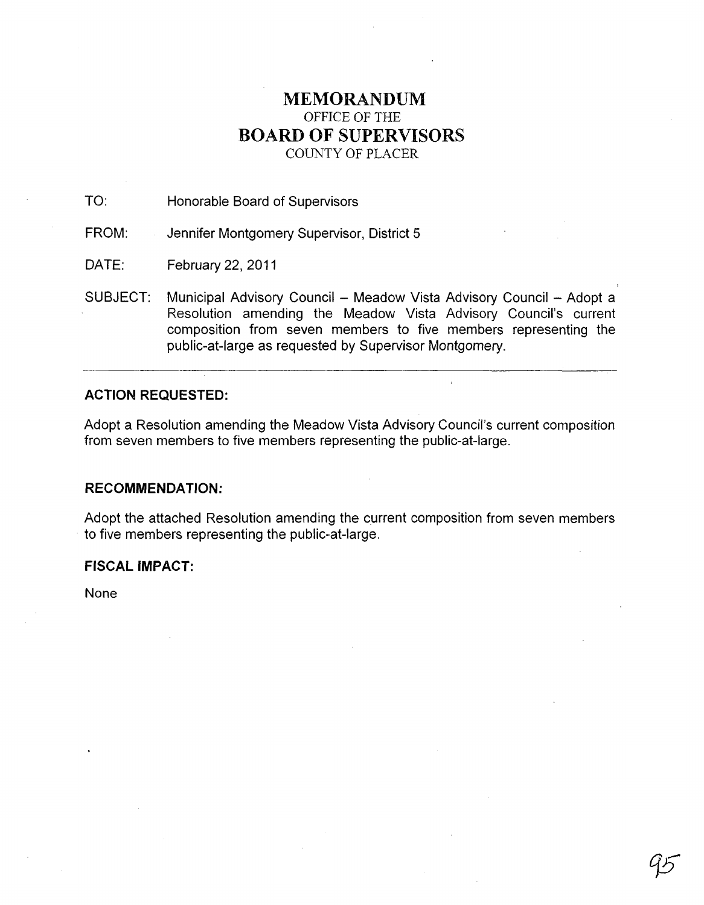# MEMORANDUM

OFFICE OF THE

# BOARD OF SUPERVISORS

COUNTY OF PLACER

TO: Honorable Board of Supervisors

FROM: Jennifer Montgomery Supervisor, District 5

DATE: February 22, 2011

SUBJECT: Municipal Advisory Council – Meadow Vista Advisory Council – Adopt a Resolution amending the Meadow Vista Advisory Council's current composition from seven members to five members representing the public-at-large as requested by Supervisor Montgomery.

---

**ACTION REQUESTED:**

Adopt a Resolution amending the Meadow Vista Advisory Council's current composition from seven members to five members representing the public-at-large.

**RECOMMENDATION:**

Adopt the attached Resolution amending the current composition from seven members to five members representing the public-at-large.

**FISCAL IMPACT:**

None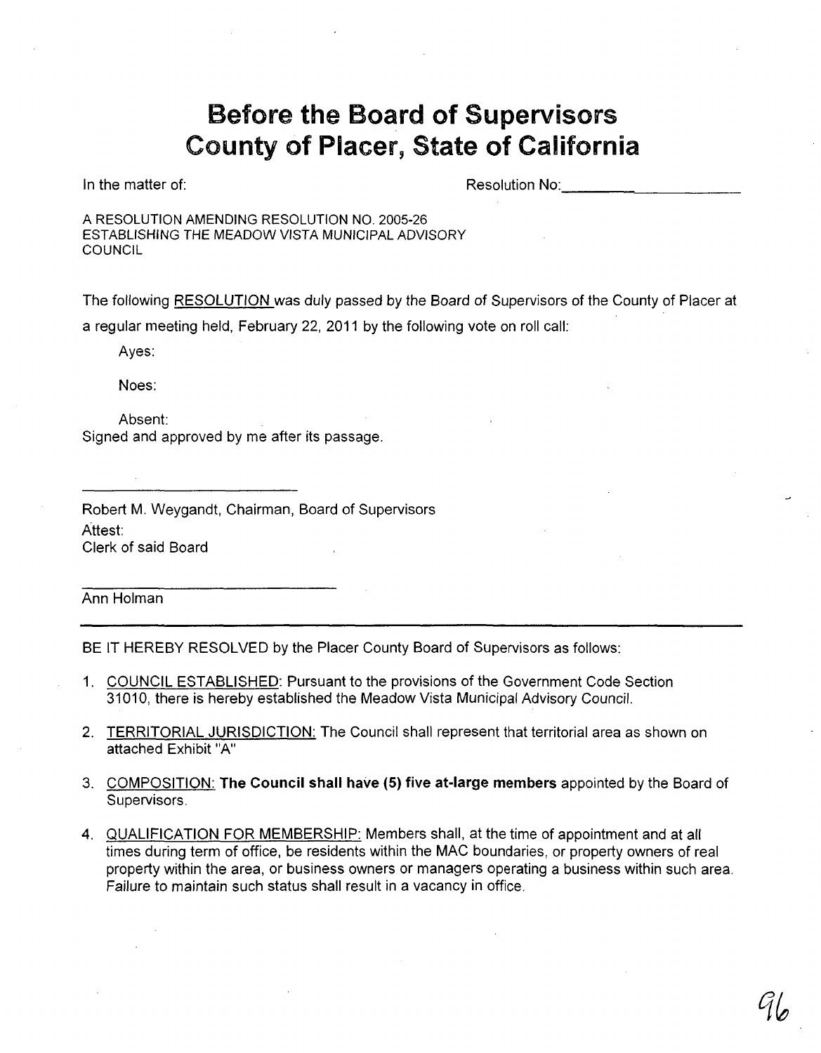# Before the Board of Supervisors County of Placer, State of California

In the matter of:

Resolution No:\_\_\_\_\_\_\_\_\_\_\_\_\_\_\_\_\_\_\_\_\_\_\_\_

A RESOLUTION AMENDING RESOLUTION NO. 2005-26 ESTABLISHING THE MEADOW VISTA MUNICIPAL ADVISORY COUNCIL

The following <u>RESOLUTION</u> was duly passed by the Board of Supervisors of the County of Placer at a regular meeting held, February 22, 2011 by the following vote on roll call:

Ayes:

Noes:

Absent:

Signed and approved by me after its passage.

\_\_\_\_\_\_\_\_\_\_\_\_\_\_\_\_\_\_\_\_\_\_\_\_\_\_\_\_

Robert M. Weygandt, Chairman, Board of Supervisors

Attest:

Clerk of said Board

\_\_\_\_\_\_\_\_\_\_\_\_\_\_\_\_\_\_\_\_\_\_\_\_\_\_\_\_

Ann Holman

---

BE IT HEREBY RESOLVED by the Placer County Board of Supervisors as follows:

1. <u>COUNCIL ESTABLISHED:</u> Pursuant to the provisions of the Government Code Section 31010, there is hereby established the Meadow Vista Municipal Advisory Council.

2. <u>TERRITORIAL JURISDICTION:</u> The Council shall represent that territorial area as shown on attached Exhibit "A"

3. <u>COMPOSITION:</u> **The Council shall have (5) five at-large members** appointed by the Board of Supervisors.

4. <u>QUALIFICATION FOR MEMBERSHIP:</u> Members shall, at the time of appointment and at all times during term of office, be residents within the MAC boundaries, or property owners of real property within the area, or business owners or managers operating a business within such area. Failure to maintain such status shall result in a vacancy in office.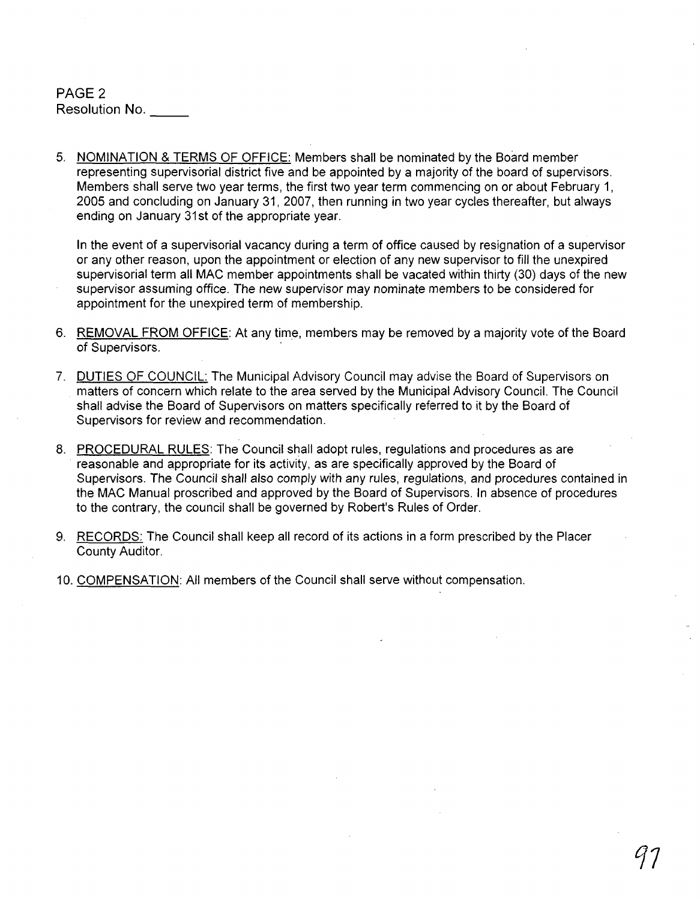PAGE 2
Resolution No. _____

5. NOMINATION & TERMS OF OFFICE: Members shall be nominated by the Board member representing supervisorial district five and be appointed by a majority of the board of supervisors. Members shall serve two year terms, the first two year term commencing on or about February 1, 2005 and concluding on January 31, 2007, then running in two year cycles thereafter, but always ending on January 31st of the appropriate year.

   In the event of a supervisorial vacancy during a term of office caused by resignation of a supervisor or any other reason, upon the appointment or election of any new supervisor to fill the unexpired supervisorial term all MAC member appointments shall be vacated within thirty (30) days of the new supervisor assuming office. The new supervisor may nominate members to be considered for appointment for the unexpired term of membership.

6. REMOVAL FROM OFFICE: At any time, members may be removed by a majority vote of the Board of Supervisors.

7. DUTIES OF COUNCIL: The Municipal Advisory Council may advise the Board of Supervisors on matters of concern which relate to the area served by the Municipal Advisory Council. The Council shall advise the Board of Supervisors on matters specifically referred to it by the Board of Supervisors for review and recommendation.

8. PROCEDURAL RULES: The Council shall adopt rules, regulations and procedures as are reasonable and appropriate for its activity, as are specifically approved by the Board of Supervisors. The Council shall also comply with any rules, regulations, and procedures contained in the MAC Manual proscribed and approved by the Board of Supervisors. In absence of procedures to the contrary, the council shall be governed by Robert's Rules of Order.

9. RECORDS: The Council shall keep all record of its actions in a form prescribed by the Placer County Auditor.

10. COMPENSATION: All members of the Council shall serve without compensation.